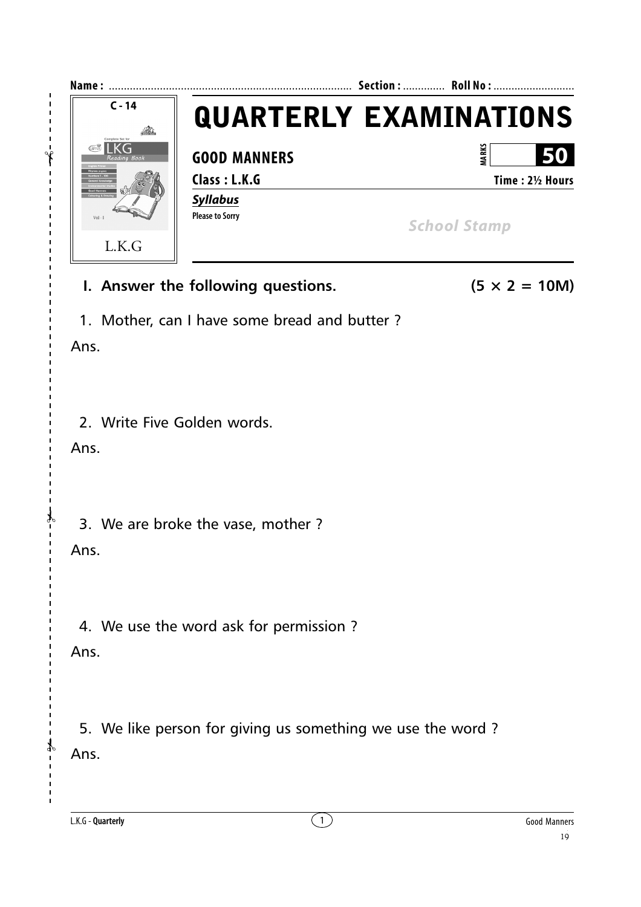Name : ................................................................................ Section : ............. Roll No : ...........................

C - 14

L.K.G

# QUARTERLY EXAMINATIONS

**GOOD MANNERS** — MARKS **50**

**Class : L.K.G** — **Time : 2½ Hours**

***Syllabus***

**Please to Sorry**

*School Stamp*

## I. Answer the following questions. (5 × 2 = 10M)

1. Mother, can I have some bread and butter ?

Ans.

2. Write Five Golden words.

Ans.

3. We are broke the vase, mother ?

Ans.

4. We use the word ask for permission ?

Ans.

5. We like person for giving us something we use the word ?

Ans.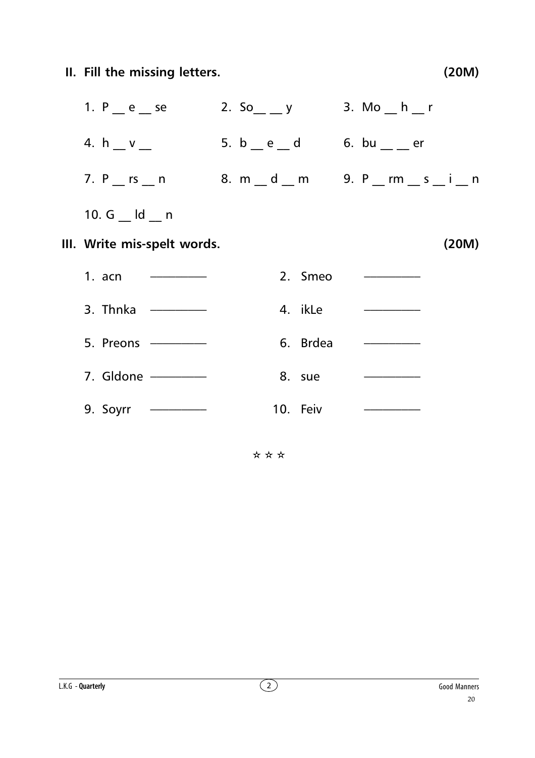## II. Fill the missing letters. (20M)

1. P __ e __ se
2. So__ __ y
3. Mo __ h __ r
4. h __ v __
5. b __ e __ d
6. bu __ __ er
7. P __ rs __ n
8. m __ d __ m
9. P __ rm __ s __ i __ n
10. G __ ld __ n

## III. Write mis-spelt words. (20M)

1. acn ________
2. Smeo ________
3. Thnka ________
4. ikLe ________
5. Preons ________
6. Brdea ________
7. Gldone ________
8. sue ________
9. Soyrr ________
10. Feiv ________

☆ ☆ ☆